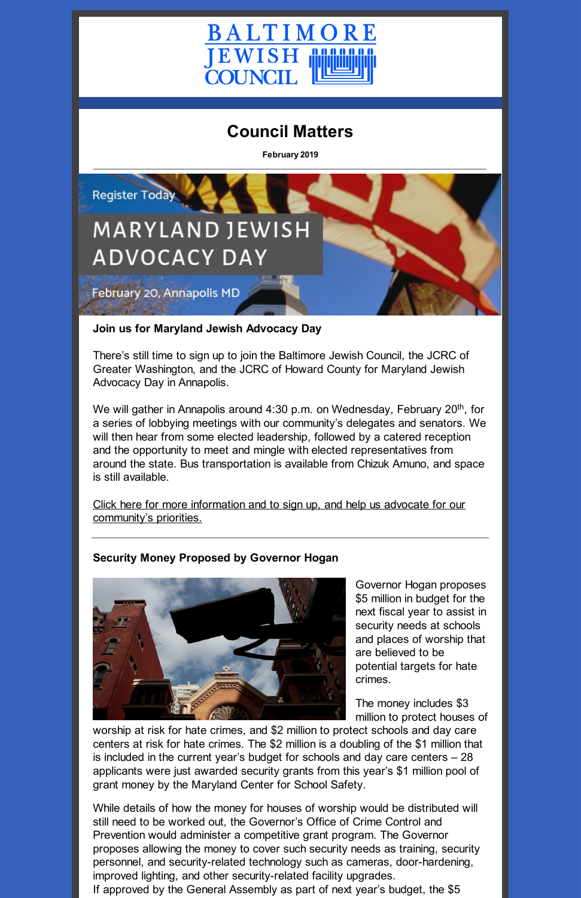BALTIMORE JEWISH COUNCIL

# Council Matters

**February 2019**

---

Register Today

MARYLAND JEWISH ADVOCACY DAY

February 20, Annapolis MD

**Join us for Maryland Jewish Advocacy Day**

There's still time to sign up to join the Baltimore Jewish Council, the JCRC of Greater Washington, and the JCRC of Howard County for Maryland Jewish Advocacy Day in Annapolis.

We will gather in Annapolis around 4:30 p.m. on Wednesday, February 20th, for a series of lobbying meetings with our community's delegates and senators. We will then hear from some elected leadership, followed by a catered reception and the opportunity to meet and mingle with elected representatives from around the state. Bus transportation is available from Chizuk Amuno, and space is still available.

Click here for more information and to sign up, and help us advocate for our community's priorities.

---

**Security Money Proposed by Governor Hogan**

Governor Hogan proposes $5 million in budget for the next fiscal year to assist in security needs at schools and places of worship that are believed to be potential targets for hate crimes.

The money includes $3 million to protect houses of worship at risk for hate crimes, and $2 million to protect schools and day care centers at risk for hate crimes. The $2 million is a doubling of the $1 million that is included in the current year's budget for schools and day care centers – 28 applicants were just awarded security grants from this year's $1 million pool of grant money by the Maryland Center for School Safety.

While details of how the money for houses of worship would be distributed will still need to be worked out, the Governor's Office of Crime Control and Prevention would administer a competitive grant program. The Governor proposes allowing the money to cover such security needs as training, security personnel, and security-related technology such as cameras, door-hardening, improved lighting, and other security-related facility upgrades.
If approved by the General Assembly as part of next year's budget, the $5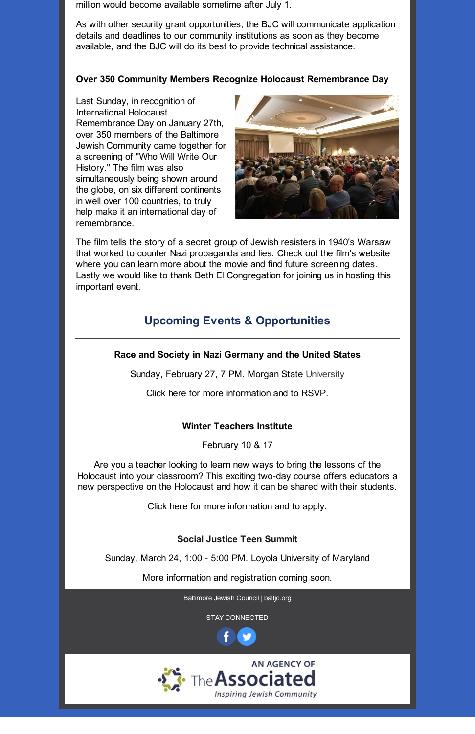million would become available sometime after July 1.

As with other security grant opportunities, the BJC will communicate application details and deadlines to our community institutions as soon as they become available, and the BJC will do its best to provide technical assistance.

---

**Over 350 Community Members Recognize Holocaust Remembrance Day**

Last Sunday, in recognition of International Holocaust Remembrance Day on January 27th, over 350 members of the Baltimore Jewish Community came together for a screening of "Who Will Write Our History." The film was also simultaneously being shown around the globe, on six different continents in well over 100 countries, to truly help make it an international day of remembrance.

The film tells the story of a secret group of Jewish resisters in 1940's Warsaw that worked to counter Nazi propaganda and lies. Check out the film's website where you can learn more about the movie and find future screening dates. Lastly we would like to thank Beth El Congregation for joining us in hosting this important event.

---

## Upcoming Events & Opportunities

---

**Race and Society in Nazi Germany and the United States**

Sunday, February 27, 7 PM. Morgan State University

Click here for more information and to RSVP.

---

**Winter Teachers Institute**

February 10 & 17

Are you a teacher looking to learn new ways to bring the lessons of the Holocaust into your classroom? This exciting two-day course offers educators a new perspective on the Holocaust and how it can be shared with their students.

Click here for more information and to apply.

---

**Social Justice Teen Summit**

Sunday, March 24, 1:00 - 5:00 PM. Loyola University of Maryland

More information and registration coming soon.

Baltimore Jewish Council | baltjc.org

STAY CONNECTED

AN AGENCY OF The Associated
Inspiring Jewish Community